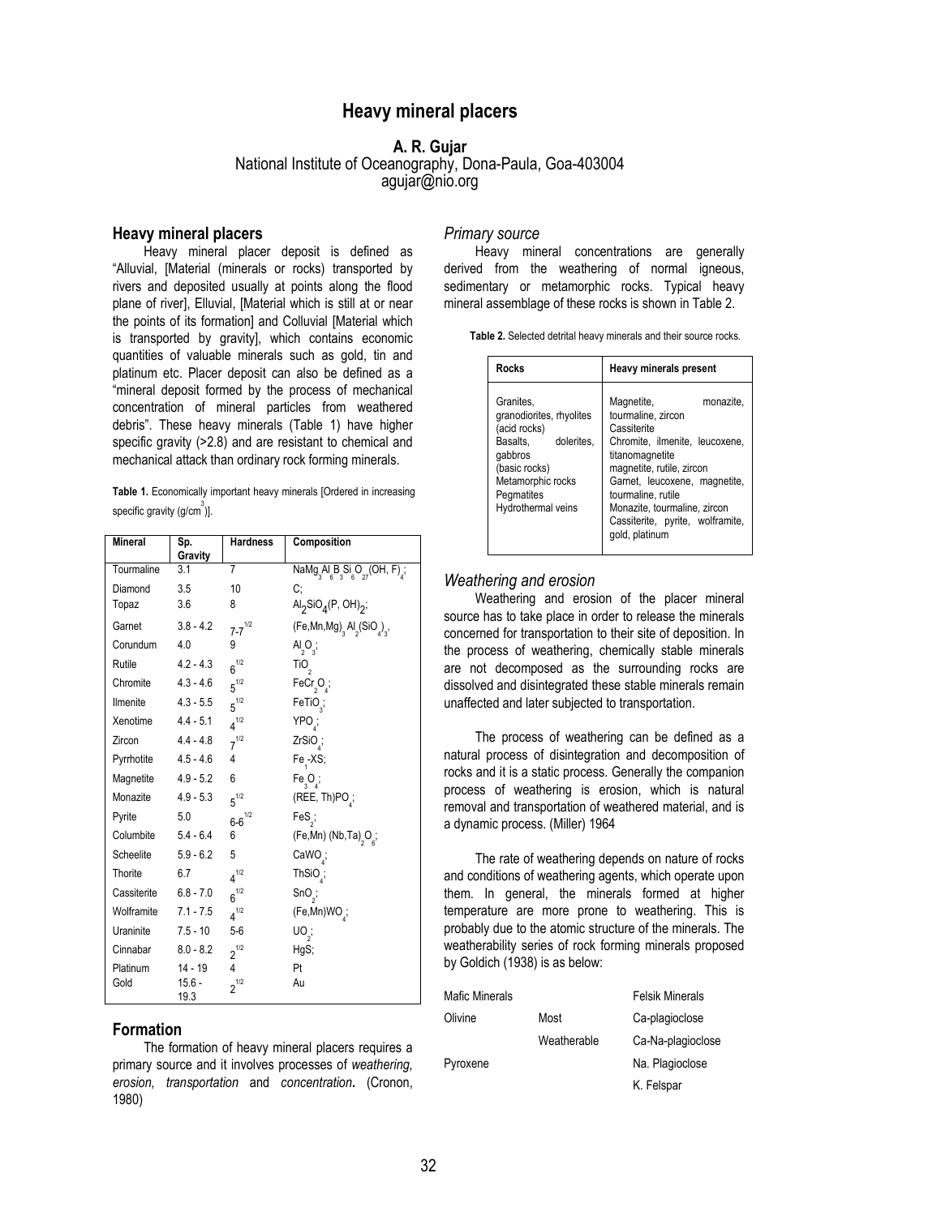# Heavy mineral placers

**A. R. Gujar**
National Institute of Oceanography, Dona-Paula, Goa-403004
agujar@nio.org

## Heavy mineral placers

Heavy mineral placer deposit is defined as "Alluvial, [Material (minerals or rocks) transported by rivers and deposited usually at points along the flood plane of river], Elluvial, [Material which is still at or near the points of its formation] and Colluvial [Material which is transported by gravity], which contains economic quantities of valuable minerals such as gold, tin and platinum etc. Placer deposit can also be defined as a "mineral deposit formed by the process of mechanical concentration of mineral particles from weathered debris". These heavy minerals (Table 1) have higher specific gravity (>2.8) and are resistant to chemical and mechanical attack than ordinary rock forming minerals.

**Table 1.** Economically important heavy minerals [Ordered in increasing specific gravity ($g/cm^3$)].

| Mineral | Sp. Gravity | Hardness | Composition |
|---|---|---|---|
| Tourmaline | 3.1 | 7 | $NaMg_3Al_6B_3Si_6O_{27}(OH, F)_4$; |
| Diamond | 3.5 | 10 | C; |
| Topaz | 3.6 | 8 | $Al_2SiO_4(P, OH)_2$; |
| Garnet | 3.8 - 4.2 | $7\text{-}7^{1/2}$ | $(Fe,Mn,Mg)_3Al_2(SiO_4)_3$, |
| Corundum | 4.0 | 9 | $Al_2O_3$; |
| Rutile | 4.2 - 4.3 | $6^{1/2}$ | $TiO_2$ |
| Chromite | 4.3 - 4.6 | $5^{1/2}$ | $FeCr_2O_4$; |
| Ilmenite | 4.3 - 5.5 | $5^{1/2}$ | $FeTiO_3$; |
| Xenotime | 4.4 - 5.1 | $4^{1/2}$ | $YPO_4$; |
| Zircon | 4.4 - 4.8 | $7^{1/2}$ | $ZrSiO_4$; |
| Pyrrhotite | 4.5 - 4.6 | 4 | $Fe_1$-XS; |
| Magnetite | 4.9 - 5.2 | 6 | $Fe_3O_4$; |
| Monazite | 4.9 - 5.3 | $5^{1/2}$ | $(REE, Th)PO_4$; |
| Pyrite | 5.0 | $6\text{-}6^{1/2}$ | $FeS_2$; |
| Columbite | 5.4 - 6.4 | 6 | $(Fe,Mn)(Nb,Ta)_2O_6$; |
| Scheelite | 5.9 - 6.2 | 5 | $CaWO_4$; |
| Thorite | 6.7 | $4^{1/2}$ | $ThSiO_4$; |
| Cassiterite | 6.8 - 7.0 | $6^{1/2}$ | $SnO_2$; |
| Wolframite | 7.1 - 7.5 | $4^{1/2}$ | $(Fe,Mn)WO_4$; |
| Uraninite | 7.5 - 10 | 5-6 | $UO_2$; |
| Cinnabar | 8.0 - 8.2 | $2^{1/2}$ | HgS; |
| Platinum | 14 - 19 | 4 | Pt |
| Gold | 15.6 - 19.3 | $2^{1/2}$ | Au |

## Formation

The formation of heavy mineral placers requires a primary source and it involves processes of *weathering, erosion, transportation* and *concentration*. (Cronon, 1980)

### *Primary source*

Heavy mineral concentrations are generally derived from the weathering of normal igneous, sedimentary or metamorphic rocks. Typical heavy mineral assemblage of these rocks is shown in Table 2.

**Table 2.** Selected detrital heavy minerals and their source rocks.

| Rocks | Heavy minerals present |
|---|---|
| Granites, granodiorites, rhyolites (acid rocks) | Magnetite, monazite, tourmaline, zircon Cassiterite |
| Basalts, dolerites, gabbros (basic rocks) | Chromite, ilmenite, leucoxene, titanomagnetite magnetite, rutile, zircon |
| Metamorphic rocks | Garnet, leucoxene, magnetite, tourmaline, rutile |
| Pegmatites | Monazite, tourmaline, zircon |
| Hydrothermal veins | Cassiterite, pyrite, wolframite, gold, platinum |

### *Weathering and erosion*

Weathering and erosion of the placer mineral source has to take place in order to release the minerals concerned for transportation to their site of deposition. In the process of weathering, chemically stable minerals are not decomposed as the surrounding rocks are dissolved and disintegrated these stable minerals remain unaffected and later subjected to transportation.

The process of weathering can be defined as a natural process of disintegration and decomposition of rocks and it is a static process. Generally the companion process of weathering is erosion, which is natural removal and transportation of weathered material, and is a dynamic process. (Miller) 1964

The rate of weathering depends on nature of rocks and conditions of weathering agents, which operate upon them. In general, the minerals formed at higher temperature are more prone to weathering. This is probably due to the atomic structure of the minerals. The weatherability series of rock forming minerals proposed by Goldich (1938) is as below:

| Mafic Minerals | | Felsik Minerals |
|---|---|---|
| Olivine | Most | Ca-plagioclose |
| | Weatherable | Ca-Na-plagioclose |
| Pyroxene | | Na. Plagioclose |
| | | K. Felspar |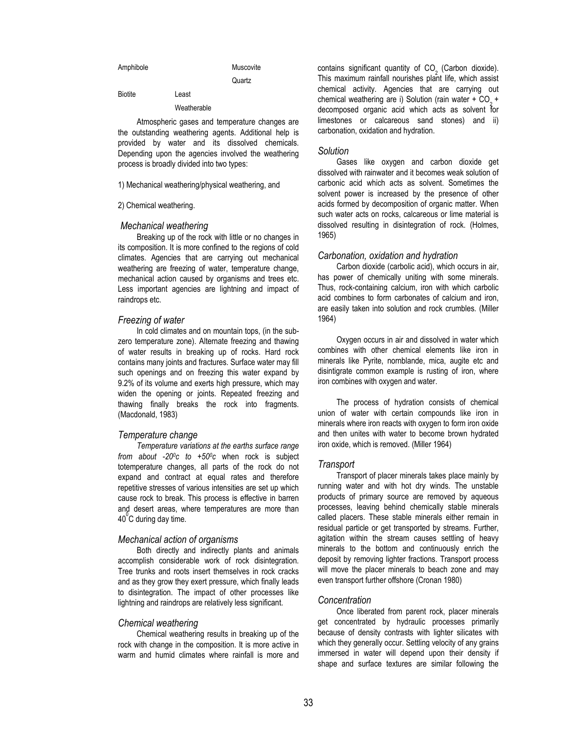Amphibole Muscovite

Quartz

Biotite Least

Weatherable

Atmospheric gases and temperature changes are the outstanding weathering agents. Additional help is provided by water and its dissolved chemicals. Depending upon the agencies involved the weathering process is broadly divided into two types:

1) Mechanical weathering/physical weathering, and

2) Chemical weathering.

### *Mechanical weathering*

Breaking up of the rock with little or no changes in its composition. It is more confined to the regions of cold climates. Agencies that are carrying out mechanical weathering are freezing of water, temperature change, mechanical action caused by organisms and trees etc. Less important agencies are lightning and impact of raindrops etc.

### *Freezing of water*

In cold climates and on mountain tops, (in the sub-zero temperature zone). Alternate freezing and thawing of water results in breaking up of rocks. Hard rock contains many joints and fractures. Surface water may fill such openings and on freezing this water expand by 9.2% of its volume and exerts high pressure, which may widen the opening or joints. Repeated freezing and thawing finally breaks the rock into fragments. (Macdonald, 1983)

### *Temperature change*

*Temperature variations at the earths surface range from about -20$^0$c to +50$^0$c* when rock is subject totemperature changes, all parts of the rock do not expand and contract at equal rates and therefore repetitive stresses of various intensities are set up which cause rock to break. This process is effective in barren and desert areas, where temperatures are more than 40$^0$C during day time.

### *Mechanical action of organisms*

Both directly and indirectly plants and animals accomplish considerable work of rock disintegration. Tree trunks and roots insert themselves in rock cracks and as they grow they exert pressure, which finally leads to disintegration. The impact of other processes like lightning and raindrops are relatively less significant.

### *Chemical weathering*

Chemical weathering results in breaking up of the rock with change in the composition. It is more active in warm and humid climates where rainfall is more and contains significant quantity of $CO_2$ (Carbon dioxide). This maximum rainfall nourishes plant life, which assist chemical activity. Agencies that are carrying out chemical weathering are i) Solution (rain water + $CO_2$ + decomposed organic acid which acts as solvent for limestones or calcareous sand stones) and ii) carbonation, oxidation and hydration.

### *Solution*

Gases like oxygen and carbon dioxide get dissolved with rainwater and it becomes weak solution of carbonic acid which acts as solvent. Sometimes the solvent power is increased by the presence of other acids formed by decomposition of organic matter. When such water acts on rocks, calcareous or lime material is dissolved resulting in disintegration of rock. (Holmes, 1965)

### *Carbonation, oxidation and hydration*

Carbon dioxide (carbolic acid), which occurs in air, has power of chemically uniting with some minerals. Thus, rock-containing calcium, iron with which carbolic acid combines to form carbonates of calcium and iron, are easily taken into solution and rock crumbles. (Miller 1964)

Oxygen occurs in air and dissolved in water which combines with other chemical elements like iron in minerals like Pyrite, nornblande, mica, augite etc and disintigrate common example is rusting of iron, where iron combines with oxygen and water.

The process of hydration consists of chemical union of water with certain compounds like iron in minerals where iron reacts with oxygen to form iron oxide and then unites with water to become brown hydrated iron oxide, which is removed. (Miller 1964)

### *Transport*

Transport of placer minerals takes place mainly by running water and with hot dry winds. The unstable products of primary source are removed by aqueous processes, leaving behind chemically stable minerals called placers. These stable minerals either remain in residual particle or get transported by streams. Further, agitation within the stream causes settling of heavy minerals to the bottom and continuously enrich the deposit by removing lighter fractions. Transport process will move the placer minerals to beach zone and may even transport further offshore (Cronan 1980)

### *Concentration*

Once liberated from parent rock, placer minerals get concentrated by hydraulic processes primarily because of density contrasts with lighter silicates with which they generally occur. Settling velocity of any grains immersed in water will depend upon their density if shape and surface textures are similar following the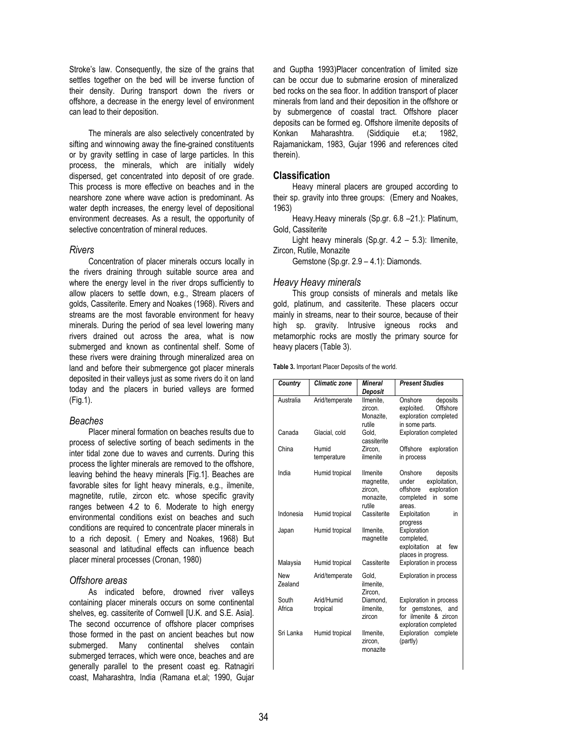Stroke's law. Consequently, the size of the grains that settles together on the bed will be inverse function of their density. During transport down the rivers or offshore, a decrease in the energy level of environment can lead to their deposition.

The minerals are also selectively concentrated by sifting and winnowing away the fine-grained constituents or by gravity settling in case of large particles. In this process, the minerals, which are initially widely dispersed, get concentrated into deposit of ore grade. This process is more effective on beaches and in the nearshore zone where wave action is predominant. As water depth increases, the energy level of depositional environment decreases. As a result, the opportunity of selective concentration of mineral reduces.

### *Rivers*

Concentration of placer minerals occurs locally in the rivers draining through suitable source area and where the energy level in the river drops sufficiently to allow placers to settle down, e.g., Stream placers of golds, Cassiterite. Emery and Noakes (1968). Rivers and streams are the most favorable environment for heavy minerals. During the period of sea level lowering many rivers drained out across the area, what is now submerged and known as continental shelf. Some of these rivers were draining through mineralized area on land and before their submergence got placer minerals deposited in their valleys just as some rivers do it on land today and the placers in buried valleys are formed (Fig.1).

### *Beaches*

Placer mineral formation on beaches results due to process of selective sorting of beach sediments in the inter tidal zone due to waves and currents. During this process the lighter minerals are removed to the offshore, leaving behind the heavy minerals [Fig.1]. Beaches are favorable sites for light heavy minerals, e.g., ilmenite, magnetite, rutile, zircon etc. whose specific gravity ranges between 4.2 to 6. Moderate to high energy environmental conditions exist on beaches and such conditions are required to concentrate placer minerals in to a rich deposit. ( Emery and Noakes, 1968) But seasonal and latitudinal effects can influence beach placer mineral processes (Cronan, 1980)

### *Offshore areas*

As indicated before, drowned river valleys containing placer minerals occurs on some continental shelves, eg. cassiterite of Cornwell [U.K. and S.E. Asia]. The second occurrence of offshore placer comprises those formed in the past on ancient beaches but now submerged. Many continental shelves contain submerged terraces, which were once, beaches and are generally parallel to the present coast eg. Ratnagiri coast, Maharashtra, India (Ramana et.al; 1990, Gujar and Guptha 1993)Placer concentration of limited size can be occur due to submarine erosion of mineralized bed rocks on the sea floor. In addition transport of placer minerals from land and their deposition in the offshore or by submergence of coastal tract. Offshore placer deposits can be formed eg. Offshore ilmenite deposits of Konkan Maharashtra. (Siddiquie et.a; 1982, Rajamanickam, 1983, Gujar 1996 and references cited therein).

## Classification

Heavy mineral placers are grouped according to their sp. gravity into three groups: (Emery and Noakes, 1963)

Heavy.Heavy minerals (Sp.gr. 6.8 –21.): Platinum, Gold, Cassiterite

Light heavy minerals (Sp.gr. 4.2 – 5.3): Ilmenite, Zircon, Rutile, Monazite

Gemstone (Sp.gr. 2.9 – 4.1): Diamonds.

### *Heavy Heavy minerals*

This group consists of minerals and metals like gold, platinum, and cassiterite. These placers occur mainly in streams, near to their source, because of their high sp. gravity. Intrusive igneous rocks and metamorphic rocks are mostly the primary source for heavy placers (Table 3).

**Table 3.** Important Placer Deposits of the world.

| *Country* | *Climatic zone* | *Mineral Deposit* | *Present Studies* |
|---|---|---|---|
| Australia | Arid/temperate | Ilmenite, zircon. Monazite, rutile | Onshore deposits exploited. Offshore exploration completed in some parts. |
| Canada | Glacial, cold | Gold, cassiterite | Exploration completed |
| China | Humid temperature | Zircon, ilmenite | Offshore exploration in process |
| India | Humid tropical | Ilmenite magnetite, zircon, monazite, rutile | Onshore deposits under exploitation, offshore exploration completed in some areas. |
| Indonesia | Humid tropical | Cassiterite | Exploitation in progress |
| Japan | Humid tropical | Ilmenite, magnetite | Exploration completed, exploitation at few places in progress. |
| Malaysia | Humid tropical | Cassiterite | Exploration in process |
| New Zealand | Arid/temperate | Gold, ilmenite, Zircon, | Exploration in process |
| South Africa | Arid/Humid tropical | Diamond, ilmenite, zircon | Exploration in process for gemstones, and for ilmenite & zircon exploration completed |
| Sri Lanka | Humid tropical | Ilmenite, zircon, monazite | Exploration complete (partly) |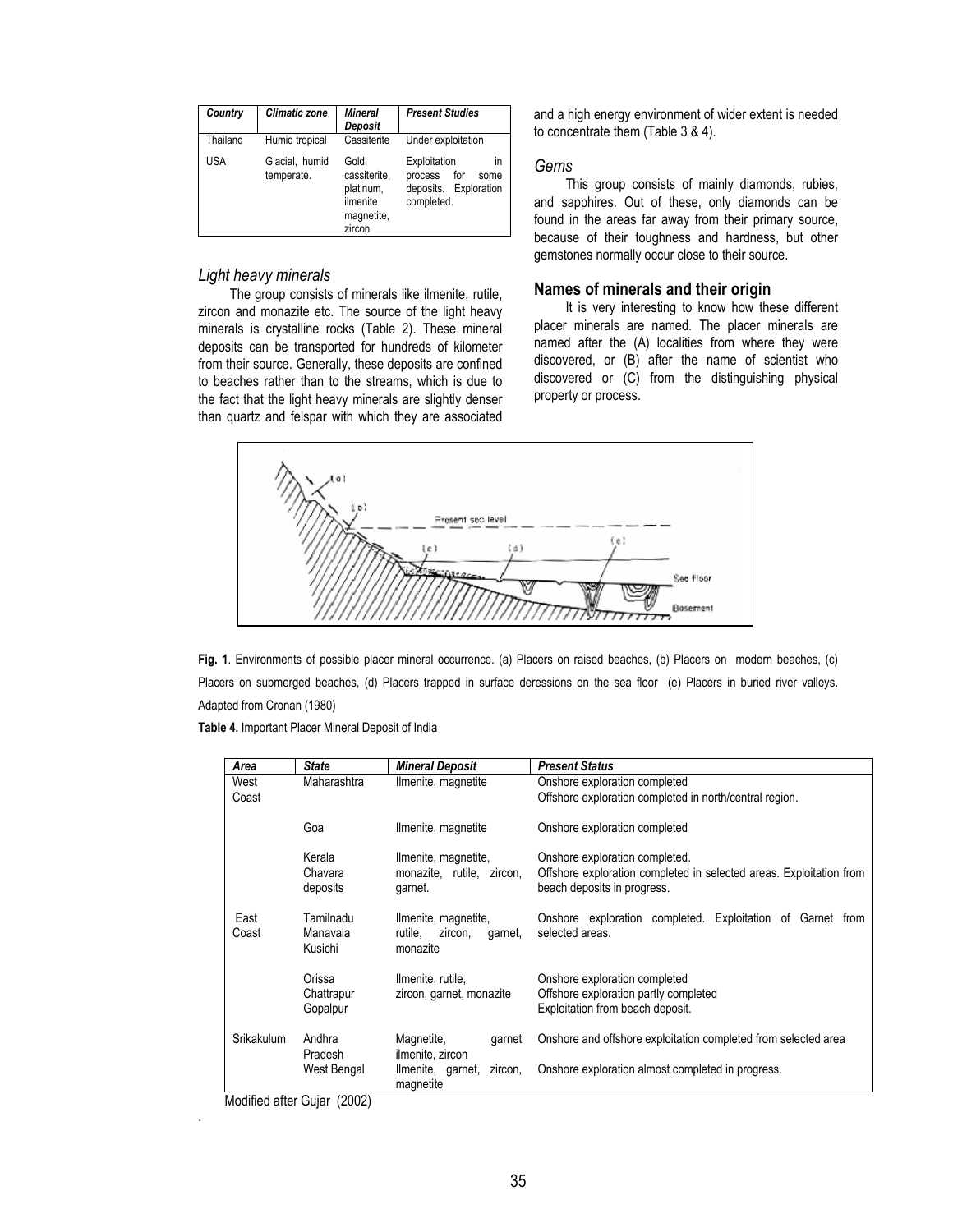| Country | Climatic zone | Mineral Deposit | Present Studies |
|---|---|---|---|
| Thailand | Humid tropical | Cassiterite | Under exploitation |
| USA | Glacial, humid temperate. | Gold, cassiterite, platinum, ilmenite magnetite, zircon | Exploitation in process for some deposits. Exploration completed. |

### *Light heavy minerals*

The group consists of minerals like ilmenite, rutile, zircon and monazite etc. The source of the light heavy minerals is crystalline rocks (Table 2). These mineral deposits can be transported for hundreds of kilometer from their source. Generally, these deposits are confined to beaches rather than to the streams, which is due to the fact that the light heavy minerals are slightly denser than quartz and felspar with which they are associated and a high energy environment of wider extent is needed to concentrate them (Table 3 & 4).

### *Gems*

This group consists of mainly diamonds, rubies, and sapphires. Out of these, only diamonds can be found in the areas far away from their primary source, because of their toughness and hardness, but other gemstones normally occur close to their source.

## Names of minerals and their origin

It is very interesting to know how these different placer minerals are named. The placer minerals are named after the (A) localities from where they were discovered, or (B) after the name of scientist who discovered or (C) from the distinguishing physical property or process.

**Fig. 1**. Environments of possible placer mineral occurrence. (a) Placers on raised beaches, (b) Placers on modern beaches, (c) Placers on submerged beaches, (d) Placers trapped in surface deressions on the sea floor (e) Placers in buried river valleys. Adapted from Cronan (1980)

**Table 4.** Important Placer Mineral Deposit of India

| Area | State | Mineral Deposit | Present Status |
|---|---|---|---|
| West Coast | Maharashtra | Ilmenite, magnetite | Onshore exploration completed<br>Offshore exploration completed in north/central region. |
| | Goa | Ilmenite, magnetite | Onshore exploration completed |
| | Kerala Chavara deposits | Ilmenite, magnetite, monazite, rutile, zircon, garnet. | Onshore exploration completed.<br>Offshore exploration completed in selected areas. Exploitation from beach deposits in progress. |
| East Coast | Tamilnadu Manavala Kusichi | Ilmenite, magnetite, rutile, zircon, garnet, monazite | Onshore exploration completed. Exploitation of Garnet from selected areas. |
| | Orissa Chattrapur Gopalpur | Ilmenite, rutile, zircon, garnet, monazite | Onshore exploration completed<br>Offshore exploration partly completed<br>Exploitation from beach deposit. |
| Srikakulum | Andhra Pradesh | Magnetite, garnet ilmenite, zircon | Onshore and offshore exploitation completed from selected area |
| | West Bengal | Ilmenite, garnet, zircon, magnetite | Onshore exploration almost completed in progress. |

Modified after Gujar (2002)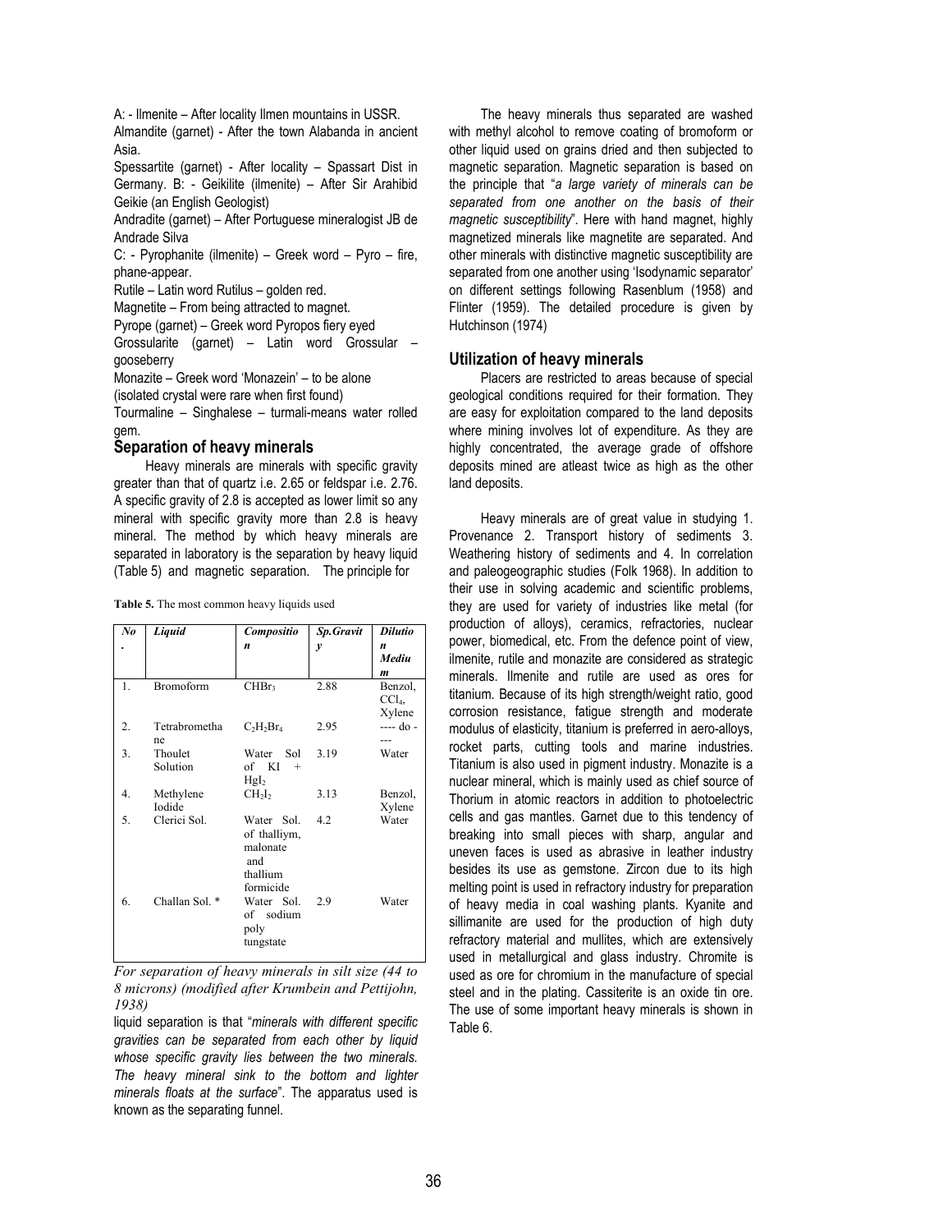A: - Ilmenite – After locality Ilmen mountains in USSR.

Almandite (garnet) - After the town Alabanda in ancient Asia.

Spessartite (garnet) - After locality – Spassart Dist in Germany. B: - Geikilite (ilmenite) – After Sir Arahibid Geikie (an English Geologist)

Andradite (garnet) – After Portuguese mineralogist JB de Andrade Silva

C: - Pyrophanite (ilmenite) – Greek word – Pyro – fire, phane-appear.

Rutile – Latin word Rutilus – golden red.

Magnetite – From being attracted to magnet.

Pyrope (garnet) – Greek word Pyropos fiery eyed

Grossularite (garnet) – Latin word Grossular – gooseberry

Monazite – Greek word 'Monazein' – to be alone

(isolated crystal were rare when first found)

Tourmaline – Singhalese – turmali-means water rolled gem.

## Separation of heavy minerals

Heavy minerals are minerals with specific gravity greater than that of quartz i.e. 2.65 or feldspar i.e. 2.76. A specific gravity of 2.8 is accepted as lower limit so any mineral with specific gravity more than 2.8 is heavy mineral. The method by which heavy minerals are separated in laboratory is the separation by heavy liquid (Table 5) and magnetic separation. The principle for liquid separation is that "*minerals with different specific gravities can be separated from each other by liquid whose specific gravity lies between the two minerals. The heavy mineral sink to the bottom and lighter minerals floats at the surface*". The apparatus used is known as the separating funnel.

**Table 5.** The most common heavy liquids used

| No. | Liquid | Composition | Sp.Gravity | Dilution Medium |
|---|---|---|---|---|
| 1. | Bromoform | $CHBr_3$ | 2.88 | Benzol, $CCl_4$, Xylene |
| 2. | Tetrabromethane | $C_2H_2Br_4$ | 2.95 | ---- do ---- |
| 3. | Thoulet Solution | Water Sol of KI + $HgI_2$ | 3.19 | Water |
| 4. | Methylene Iodide | $CH_2I_2$ | 3.13 | Benzol, Xylene |
| 5. | Clerici Sol. | Water Sol. of thalliym, malonate and thallium formicide | 4.2 | Water |
| 6. | Challan Sol. * | Water Sol. of sodium poly tungstate | 2.9 | Water |

*For separation of heavy minerals in silt size (44 to 8 microns) (modified after Krumbein and Pettijohn, 1938)*

The heavy minerals thus separated are washed with methyl alcohol to remove coating of bromoform or other liquid used on grains dried and then subjected to magnetic separation. Magnetic separation is based on the principle that "*a large variety of minerals can be separated from one another on the basis of their magnetic susceptibility*". Here with hand magnet, highly magnetized minerals like magnetite are separated. And other minerals with distinctive magnetic susceptibility are separated from one another using 'Isodynamic separator' on different settings following Rasenblum (1958) and Flinter (1959). The detailed procedure is given by Hutchinson (1974)

## Utilization of heavy minerals

Placers are restricted to areas because of special geological conditions required for their formation. They are easy for exploitation compared to the land deposits where mining involves lot of expenditure. As they are highly concentrated, the average grade of offshore deposits mined are atleast twice as high as the other land deposits.

Heavy minerals are of great value in studying 1. Provenance 2. Transport history of sediments 3. Weathering history of sediments and 4. In correlation and paleogeographic studies (Folk 1968). In addition to their use in solving academic and scientific problems, they are used for variety of industries like metal (for production of alloys), ceramics, refractories, nuclear power, biomedical, etc. From the defence point of view, ilmenite, rutile and monazite are considered as strategic minerals. Ilmenite and rutile are used as ores for titanium. Because of its high strength/weight ratio, good corrosion resistance, fatigue strength and moderate modulus of elasticity, titanium is preferred in aero-alloys, rocket parts, cutting tools and marine industries. Titanium is also used in pigment industry. Monazite is a nuclear mineral, which is mainly used as chief source of Thorium in atomic reactors in addition to photoelectric cells and gas mantles. Garnet due to this tendency of breaking into small pieces with sharp, angular and uneven faces is used as abrasive in leather industry besides its use as gemstone. Zircon due to its high melting point is used in refractory industry for preparation of heavy media in coal washing plants. Kyanite and sillimanite are used for the production of high duty refractory material and mullites, which are extensively used in metallurgical and glass industry. Chromite is used as ore for chromium in the manufacture of special steel and in the plating. Cassiterite is an oxide tin ore. The use of some important heavy minerals is shown in Table 6.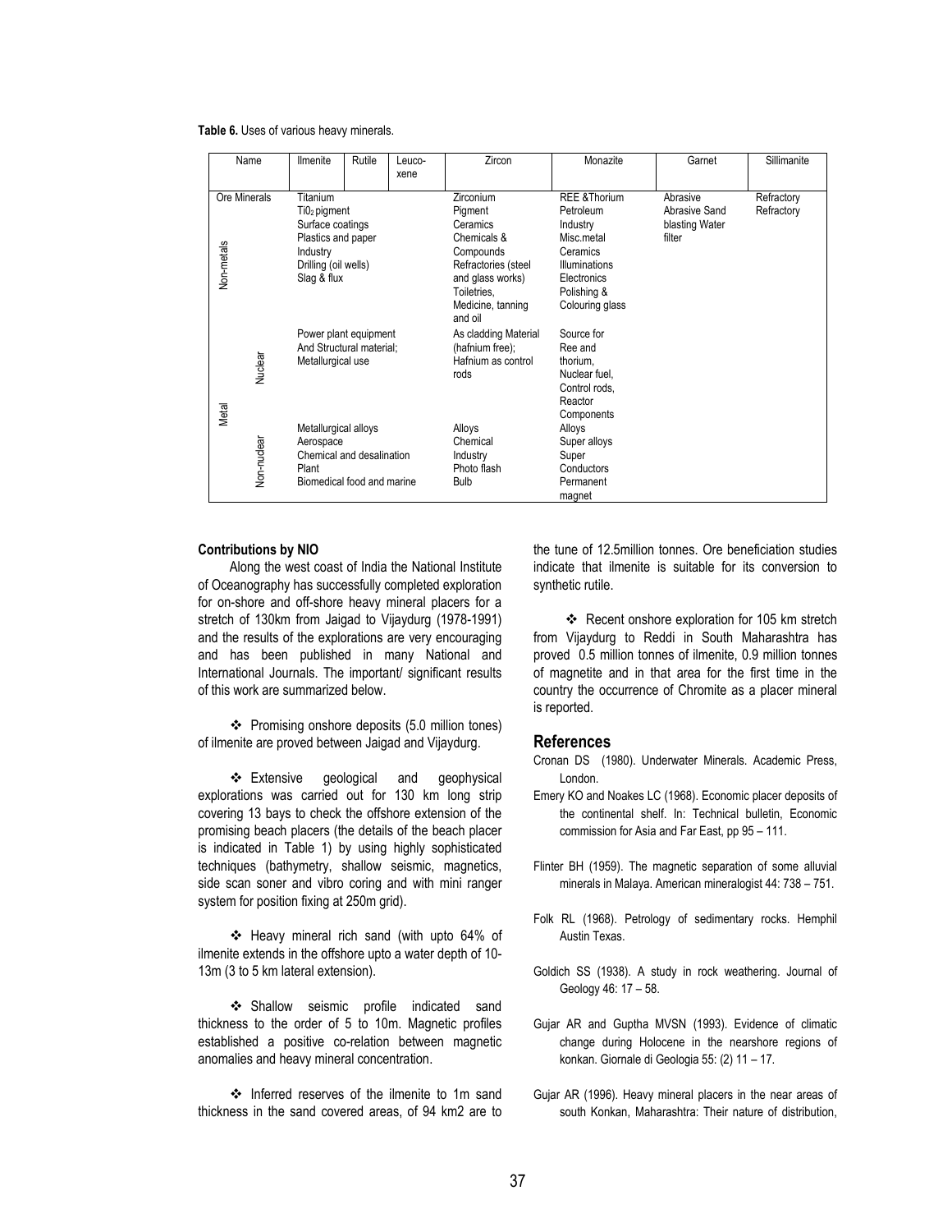**Table 6.** Uses of various heavy minerals.

| Name | | Ilmenite | Rutile | Leuco-xene | Zircon | Monazite | Garnet | Sillimanite |
|---|---|---|---|---|---|---|---|---|
| Ore Minerals | | Titanium | | | Zirconium | REE &Thorium | | |
| Non-metals | | $TiO_2$ pigment<br>Surface coatings<br>Plastics and paper<br>Industry<br>Drilling (oil wells)<br>Slag & flux | | | Pigment<br>Ceramics<br>Chemicals &<br>Compounds<br>Refractories (steel and glass works)<br>Toiletries,<br>Medicine, tanning and oil | Petroleum<br>Industry<br>Misc.metal<br>Ceramics<br>Illuminations<br>Electronics<br>Polishing &<br>Colouring glass | Abrasive<br>Abrasive Sand<br>blasting Water<br>filter | Refractory<br>Refractory |
| Metal | Nuclear | Power plant equipment<br>And Structural material;<br>Metallurgical use | | | As cladding Material (hafnium free);<br>Hafnium as control rods | Source for<br>Ree and<br>thorium,<br>Nuclear fuel,<br>Control rods,<br>Reactor<br>Components | | |
| | Non-nuclear | Metallurgical alloys<br>Aerospace<br>Chemical and desalination<br>Plant<br>Biomedical food and marine | | | Alloys<br>Chemical<br>Industry<br>Photo flash<br>Bulb | Alloys<br>Super alloys<br>Super<br>Conductors<br>Permanent<br>magnet | | |

**Contributions by NIO**

Along the west coast of India the National Institute of Oceanography has successfully completed exploration for on-shore and off-shore heavy mineral placers for a stretch of 130km from Jaigad to Vijaydurg (1978-1991) and the results of the explorations are very encouraging and has been published in many National and International Journals. The important/ significant results of this work are summarized below.

- ❖ Promising onshore deposits (5.0 million tones) of ilmenite are proved between Jaigad and Vijaydurg.
- ❖ Extensive geological and geophysical explorations was carried out for 130 km long strip covering 13 bays to check the offshore extension of the promising beach placers (the details of the beach placer is indicated in Table 1) by using highly sophisticated techniques (bathymetry, shallow seismic, magnetics, side scan soner and vibro coring and with mini ranger system for position fixing at 250m grid).
- ❖ Heavy mineral rich sand (with upto 64% of ilmenite extends in the offshore upto a water depth of 10-13m (3 to 5 km lateral extension).
- ❖ Shallow seismic profile indicated sand thickness to the order of 5 to 10m. Magnetic profiles established a positive co-relation between magnetic anomalies and heavy mineral concentration.
- ❖ Inferred reserves of the ilmenite to 1m sand thickness in the sand covered areas, of 94 km2 are to the tune of 12.5million tonnes. Ore beneficiation studies indicate that ilmenite is suitable for its conversion to synthetic rutile.
- ❖ Recent onshore exploration for 105 km stretch from Vijaydurg to Reddi in South Maharashtra has proved 0.5 million tonnes of ilmenite, 0.9 million tonnes of magnetite and in that area for the first time in the country the occurrence of Chromite as a placer mineral is reported.

## References

Cronan DS (1980). Underwater Minerals. Academic Press, London.

Emery KO and Noakes LC (1968). Economic placer deposits of the continental shelf. In: Technical bulletin, Economic commission for Asia and Far East, pp 95 – 111.

Flinter BH (1959). The magnetic separation of some alluvial minerals in Malaya. American mineralogist 44: 738 – 751.

Folk RL (1968). Petrology of sedimentary rocks. Hemphil Austin Texas.

Goldich SS (1938). A study in rock weathering. Journal of Geology 46: 17 – 58.

Gujar AR and Guptha MVSN (1993). Evidence of climatic change during Holocene in the nearshore regions of konkan. Giornale di Geologia 55: (2) 11 – 17.

Gujar AR (1996). Heavy mineral placers in the near areas of south Konkan, Maharashtra: Their nature of distribution,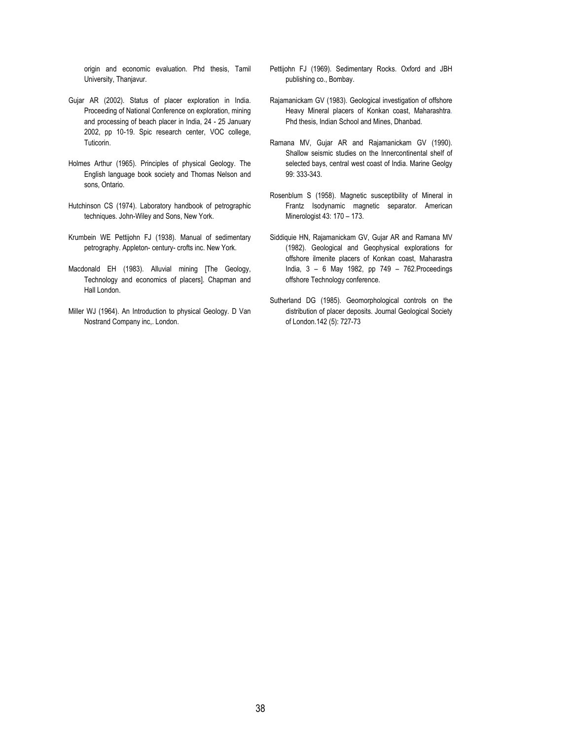origin and economic evaluation. Phd thesis, Tamil University, Thanjavur.

Gujar AR (2002). Status of placer exploration in India. Proceeding of National Conference on exploration, mining and processing of beach placer in India, 24 - 25 January 2002, pp 10-19. Spic research center, VOC college, Tuticorin.

Holmes Arthur (1965). Principles of physical Geology. The English language book society and Thomas Nelson and sons, Ontario.

Hutchinson CS (1974). Laboratory handbook of petrographic techniques. John-Wiley and Sons, New York.

Krumbein WE Pettijohn FJ (1938). Manual of sedimentary petrography. Appleton- century- crofts inc. New York.

Macdonald EH (1983). Alluvial mining [The Geology, Technology and economics of placers]. Chapman and Hall London.

Miller WJ (1964). An Introduction to physical Geology. D Van Nostrand Company inc,. London.

Pettijohn FJ (1969). Sedimentary Rocks. Oxford and JBH publishing co., Bombay.

Rajamanickam GV (1983). Geological investigation of offshore Heavy Mineral placers of Konkan coast, Maharashtra. Phd thesis, Indian School and Mines, Dhanbad.

Ramana MV, Gujar AR and Rajamanickam GV (1990). Shallow seismic studies on the Innercontinental shelf of selected bays, central west coast of India. Marine Geolgy 99: 333-343.

Rosenblum S (1958). Magnetic susceptibility of Mineral in Frantz Isodynamic magnetic separator. American Minerologist 43: 170 – 173.

Siddiquie HN, Rajamanickam GV, Gujar AR and Ramana MV (1982). Geological and Geophysical explorations for offshore ilmenite placers of Konkan coast, Maharastra India, 3 – 6 May 1982, pp 749 – 762.Proceedings offshore Technology conference.

Sutherland DG (1985). Geomorphological controls on the distribution of placer deposits. Journal Geological Society of London.142 (5): 727-73